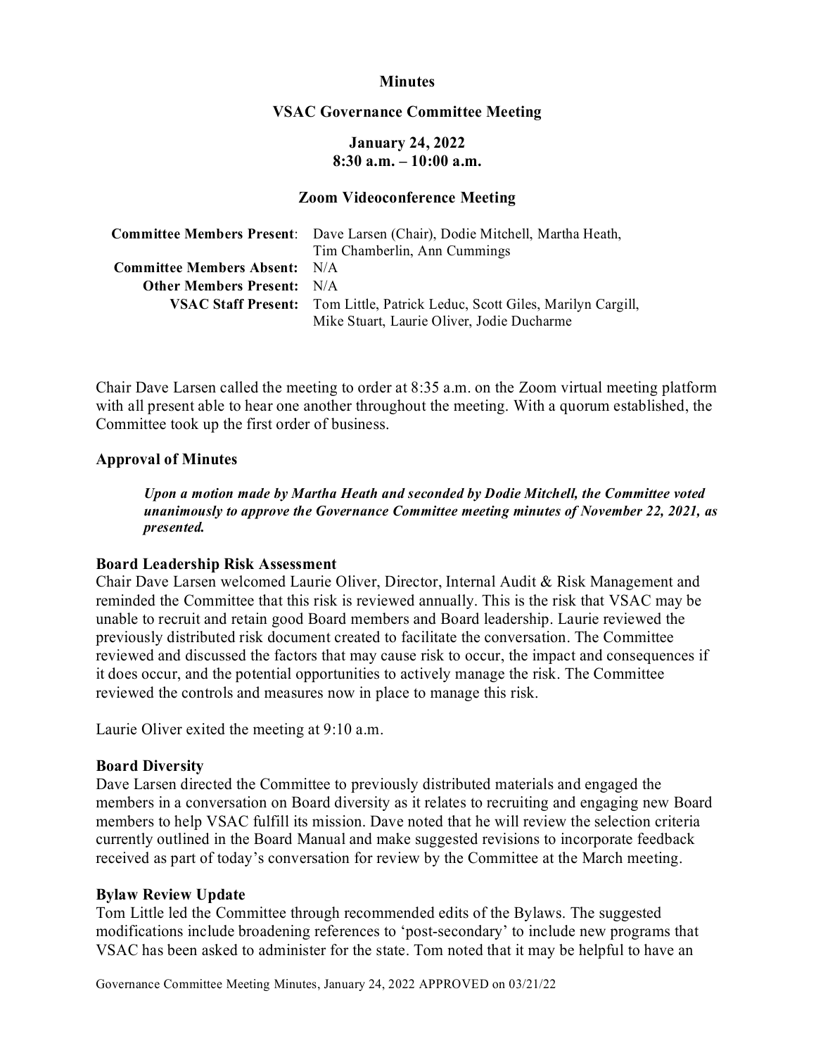**Minutes**

**VSAC Governance Committee Meeting**

**January 24, 2022**
**8:30 a.m. – 10:00 a.m.**

**Zoom Videoconference Meeting**

| | |
|---|---|
| **Committee Members Present**: | Dave Larsen (Chair), Dodie Mitchell, Martha Heath, Tim Chamberlin, Ann Cummings |
| **Committee Members Absent**: | N/A |
| **Other Members Present**: | N/A |
| **VSAC Staff Present**: | Tom Little, Patrick Leduc, Scott Giles, Marilyn Cargill, Mike Stuart, Laurie Oliver, Jodie Ducharme |

Chair Dave Larsen called the meeting to order at 8:35 a.m. on the Zoom virtual meeting platform with all present able to hear one another throughout the meeting. With a quorum established, the Committee took up the first order of business.

**Approval of Minutes**

> ***Upon a motion made by Martha Heath and seconded by Dodie Mitchell, the Committee voted unanimously to approve the Governance Committee meeting minutes of November 22, 2021, as presented.***

**Board Leadership Risk Assessment**

Chair Dave Larsen welcomed Laurie Oliver, Director, Internal Audit & Risk Management and reminded the Committee that this risk is reviewed annually. This is the risk that VSAC may be unable to recruit and retain good Board members and Board leadership. Laurie reviewed the previously distributed risk document created to facilitate the conversation. The Committee reviewed and discussed the factors that may cause risk to occur, the impact and consequences if it does occur, and the potential opportunities to actively manage the risk. The Committee reviewed the controls and measures now in place to manage this risk.

Laurie Oliver exited the meeting at 9:10 a.m.

**Board Diversity**

Dave Larsen directed the Committee to previously distributed materials and engaged the members in a conversation on Board diversity as it relates to recruiting and engaging new Board members to help VSAC fulfill its mission. Dave noted that he will review the selection criteria currently outlined in the Board Manual and make suggested revisions to incorporate feedback received as part of today's conversation for review by the Committee at the March meeting.

**Bylaw Review Update**

Tom Little led the Committee through recommended edits of the Bylaws. The suggested modifications include broadening references to 'post-secondary' to include new programs that VSAC has been asked to administer for the state. Tom noted that it may be helpful to have an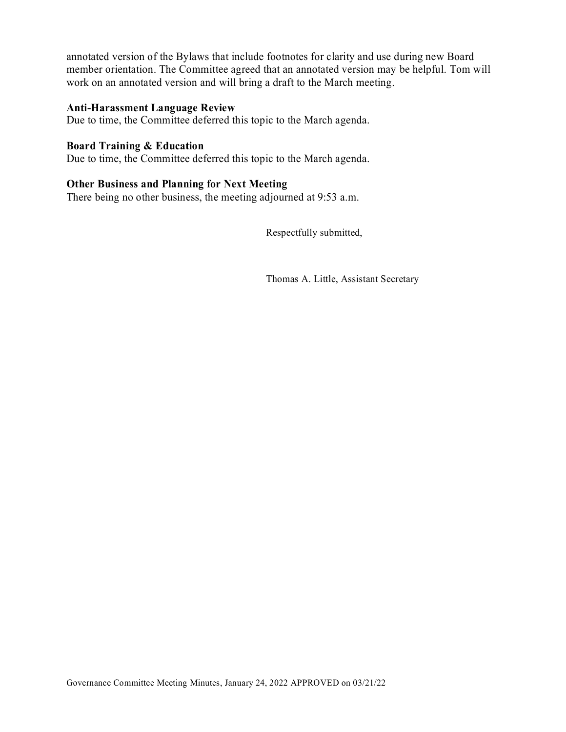annotated version of the Bylaws that include footnotes for clarity and use during new Board member orientation. The Committee agreed that an annotated version may be helpful. Tom will work on an annotated version and will bring a draft to the March meeting.

**Anti-Harassment Language Review**
Due to time, the Committee deferred this topic to the March agenda.

**Board Training & Education**
Due to time, the Committee deferred this topic to the March agenda.

**Other Business and Planning for Next Meeting**
There being no other business, the meeting adjourned at 9:53 a.m.

Respectfully submitted,

Thomas A. Little, Assistant Secretary